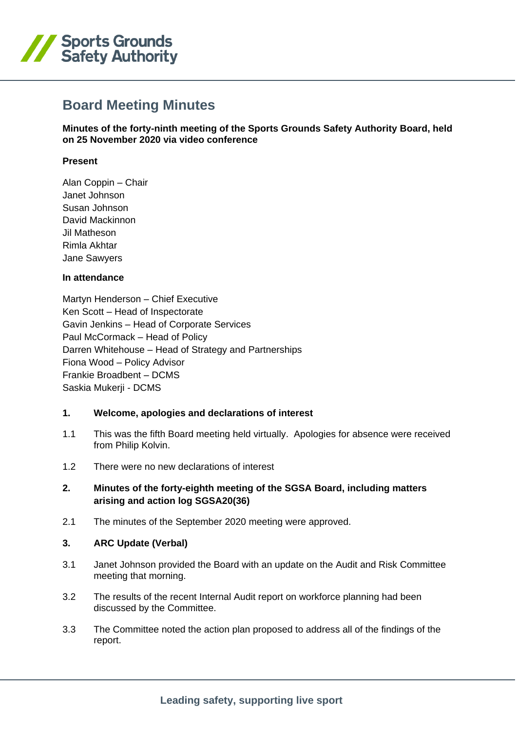Sports Grounds Safety Authority

# Board Meeting Minutes

**Minutes of the forty-ninth meeting of the Sports Grounds Safety Authority Board, held on 25 November 2020 via video conference**

**Present**

Alan Coppin – Chair
Janet Johnson
Susan Johnson
David Mackinnon
Jil Matheson
Rimla Akhtar
Jane Sawyers

**In attendance**

Martyn Henderson – Chief Executive
Ken Scott – Head of Inspectorate
Gavin Jenkins – Head of Corporate Services
Paul McCormack – Head of Policy
Darren Whitehouse – Head of Strategy and Partnerships
Fiona Wood – Policy Advisor
Frankie Broadbent – DCMS
Saskia Mukerji - DCMS

**1. Welcome, apologies and declarations of interest**

1.1 This was the fifth Board meeting held virtually. Apologies for absence were received from Philip Kolvin.

1.2 There were no new declarations of interest

**2. Minutes of the forty-eighth meeting of the SGSA Board, including matters arising and action log SGSA20(36)**

2.1 The minutes of the September 2020 meeting were approved.

**3. ARC Update (Verbal)**

3.1 Janet Johnson provided the Board with an update on the Audit and Risk Committee meeting that morning.

3.2 The results of the recent Internal Audit report on workforce planning had been discussed by the Committee.

3.3 The Committee noted the action plan proposed to address all of the findings of the report.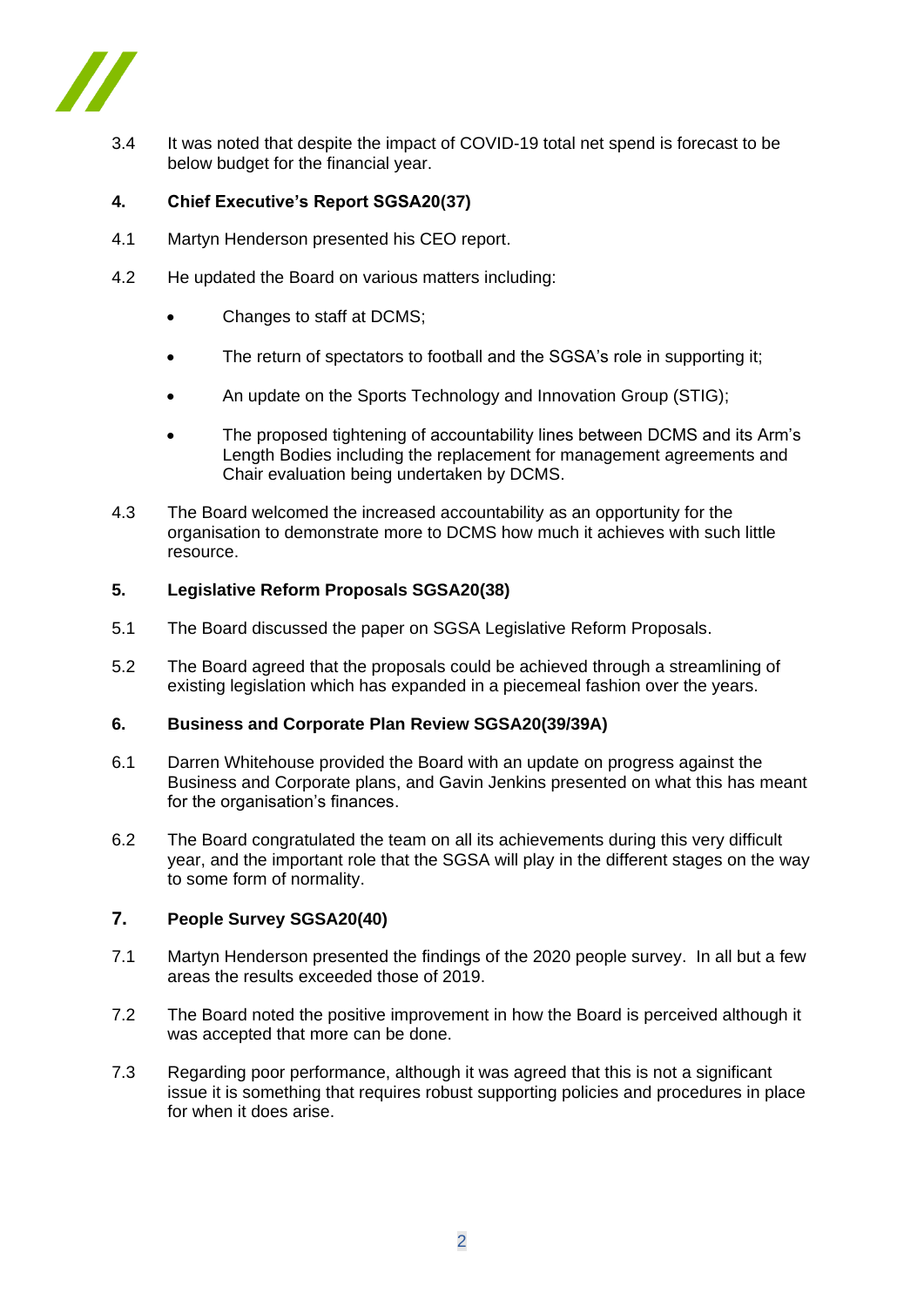3.4 It was noted that despite the impact of COVID-19 total net spend is forecast to be below budget for the financial year.

**4. Chief Executive's Report SGSA20(37)**

4.1 Martyn Henderson presented his CEO report.

4.2 He updated the Board on various matters including:

- Changes to staff at DCMS;
- The return of spectators to football and the SGSA's role in supporting it;
- An update on the Sports Technology and Innovation Group (STIG);
- The proposed tightening of accountability lines between DCMS and its Arm's Length Bodies including the replacement for management agreements and Chair evaluation being undertaken by DCMS.

4.3 The Board welcomed the increased accountability as an opportunity for the organisation to demonstrate more to DCMS how much it achieves with such little resource.

**5. Legislative Reform Proposals SGSA20(38)**

5.1 The Board discussed the paper on SGSA Legislative Reform Proposals.

5.2 The Board agreed that the proposals could be achieved through a streamlining of existing legislation which has expanded in a piecemeal fashion over the years.

**6. Business and Corporate Plan Review SGSA20(39/39A)**

6.1 Darren Whitehouse provided the Board with an update on progress against the Business and Corporate plans, and Gavin Jenkins presented on what this has meant for the organisation's finances.

6.2 The Board congratulated the team on all its achievements during this very difficult year, and the important role that the SGSA will play in the different stages on the way to some form of normality.

**7. People Survey SGSA20(40)**

7.1 Martyn Henderson presented the findings of the 2020 people survey. In all but a few areas the results exceeded those of 2019.

7.2 The Board noted the positive improvement in how the Board is perceived although it was accepted that more can be done.

7.3 Regarding poor performance, although it was agreed that this is not a significant issue it is something that requires robust supporting policies and procedures in place for when it does arise.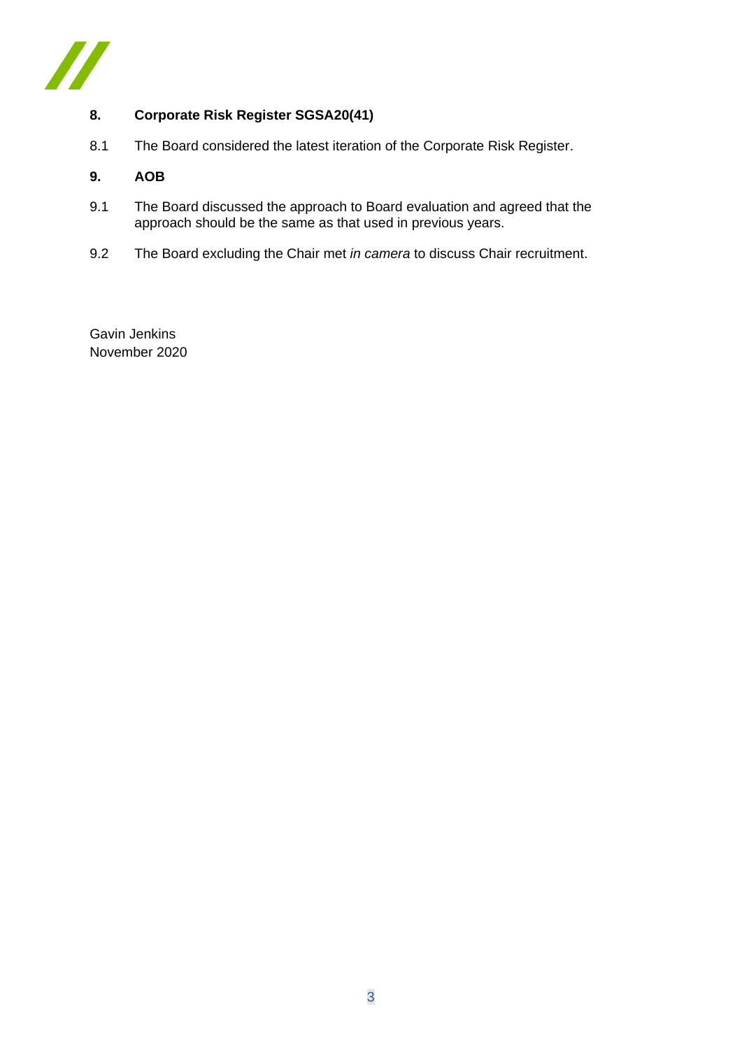## 8. Corporate Risk Register SGSA20(41)

8.1 The Board considered the latest iteration of the Corporate Risk Register.

## 9. AOB

9.1 The Board discussed the approach to Board evaluation and agreed that the approach should be the same as that used in previous years.

9.2 The Board excluding the Chair met *in camera* to discuss Chair recruitment.

Gavin Jenkins
November 2020